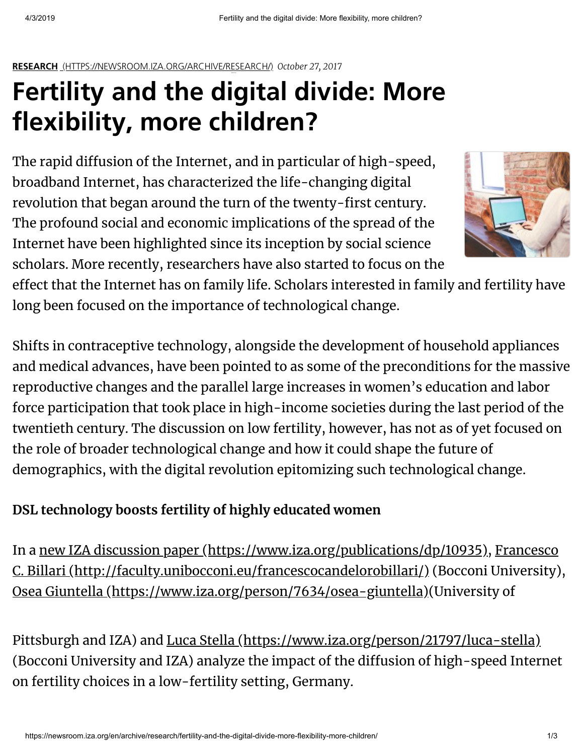**RESEARCH** (HTTPS://NEWSROOM.IZA.ORG/ARCHIVE/RESEARCH/) *October 27, 2017*

# Fertility and the digital divide: More flexibility, more children?

The rapid diffusion of the Internet, and in particular of high-speed, broadband Internet, has characterized the life-changing digital revolution that began around the turn of the twenty-first century. The profound social and economic implications of the spread of the Internet have been highlighted since its inception by social science scholars. More recently, researchers have also started to focus on the effect that the Internet has on family life. Scholars interested in family and fertility have long been focused on the importance of technological change.

Shifts in contraceptive technology, alongside the development of household appliances and medical advances, have been pointed to as some of the preconditions for the massive reproductive changes and the parallel large increases in women's education and labor force participation that took place in high-income societies during the last period of the twentieth century. The discussion on low fertility, however, has not as of yet focused on the role of broader technological change and how it could shape the future of demographics, with the digital revolution epitomizing such technological change.

**DSL technology boosts fertility of highly educated women**

In a new IZA discussion paper (https://www.iza.org/publications/dp/10935), Francesco C. Billari (http://faculty.unibocconi.eu/francescocandelorobillari/) (Bocconi University), Osea Giuntella (https://www.iza.org/person/7634/osea-giuntella)(University of Pittsburgh and IZA) and Luca Stella (https://www.iza.org/person/21797/luca-stella) (Bocconi University and IZA) analyze the impact of the diffusion of high-speed Internet on fertility choices in a low-fertility setting, Germany.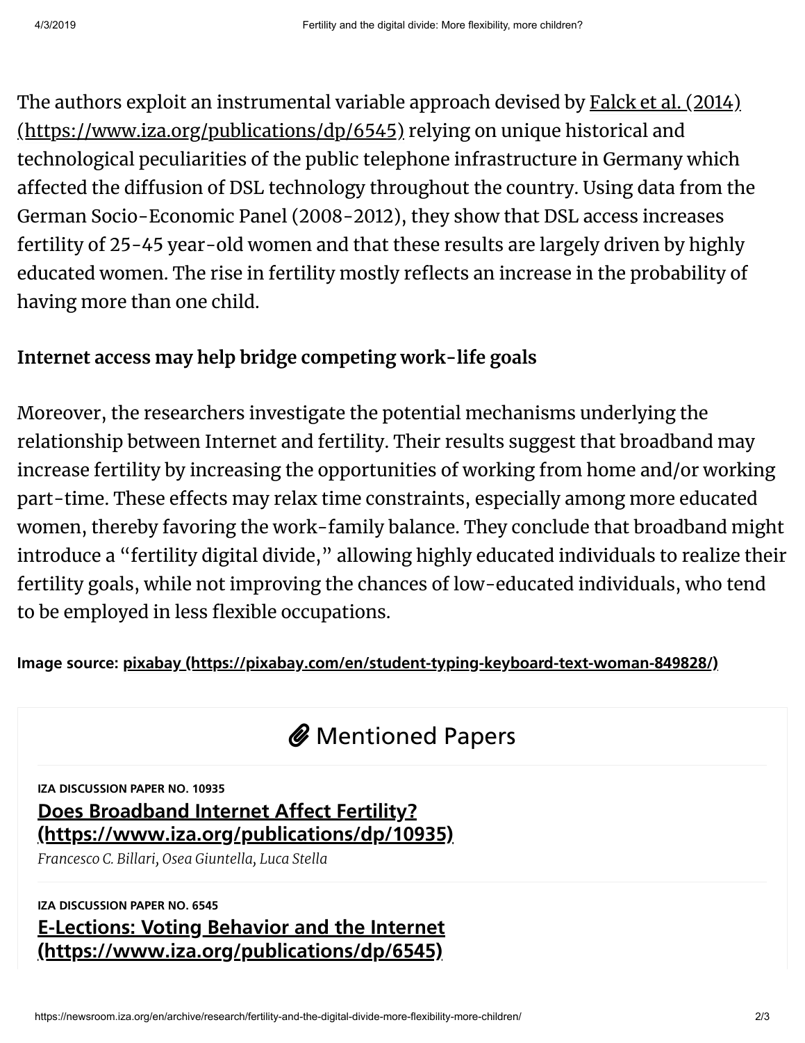The authors exploit an instrumental variable approach devised by [Falck et al. (2014) (https://www.iza.org/publications/dp/6545)](https://www.iza.org/publications/dp/6545) relying on unique historical and technological peculiarities of the public telephone infrastructure in Germany which affected the diffusion of DSL technology throughout the country. Using data from the German Socio-Economic Panel (2008-2012), they show that DSL access increases fertility of 25-45 year-old women and that these results are largely driven by highly educated women. The rise in fertility mostly reflects an increase in the probability of having more than one child.

**Internet access may help bridge competing work-life goals**

Moreover, the researchers investigate the potential mechanisms underlying the relationship between Internet and fertility. Their results suggest that broadband may increase fertility by increasing the opportunities of working from home and/or working part-time. These effects may relax time constraints, especially among more educated women, thereby favoring the work-family balance. They conclude that broadband might introduce a "fertility digital divide," allowing highly educated individuals to realize their fertility goals, while not improving the chances of low-educated individuals, who tend to be employed in less flexible occupations.

**Image source: [pixabay (https://pixabay.com/en/student-typing-keyboard-text-woman-849828/)](https://pixabay.com/en/student-typing-keyboard-text-woman-849828/)**

## Mentioned Papers

**IZA DISCUSSION PAPER NO. 10935**

### [Does Broadband Internet Affect Fertility? (https://www.iza.org/publications/dp/10935)](https://www.iza.org/publications/dp/10935)

*Francesco C. Billari, Osea Giuntella, Luca Stella*

**IZA DISCUSSION PAPER NO. 6545**

### [E-Lections: Voting Behavior and the Internet (https://www.iza.org/publications/dp/6545)](https://www.iza.org/publications/dp/6545)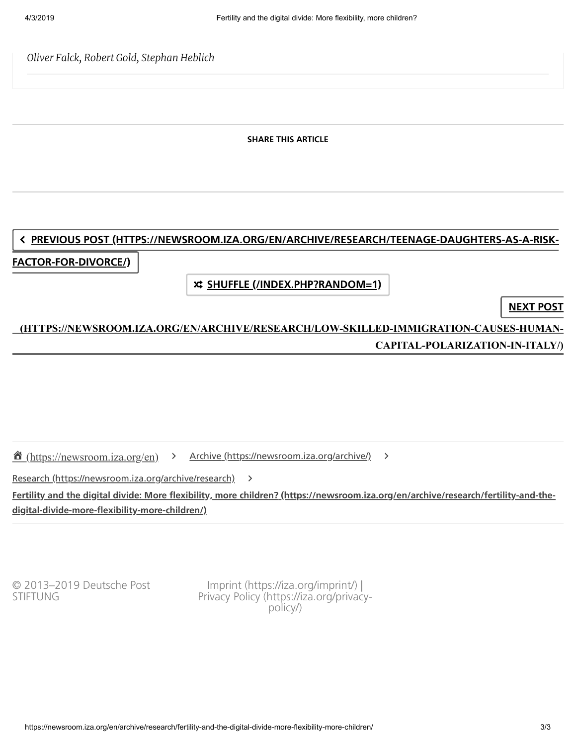*Oliver Falck, Robert Gold, Stephan Heblich*

**SHARE THIS ARTICLE**

**PREVIOUS POST (HTTPS://NEWSROOM.IZA.ORG/EN/ARCHIVE/RESEARCH/TEENAGE-DAUGHTERS-AS-A-RISK-FACTOR-FOR-DIVORCE/)**

**SHUFFLE (/INDEX.PHP?RANDOM=1)**

**NEXT POST (HTTPS://NEWSROOM.IZA.ORG/EN/ARCHIVE/RESEARCH/LOW-SKILLED-IMMIGRATION-CAUSES-HUMAN-CAPITAL-POLARIZATION-IN-ITALY/)**

(https://newsroom.iza.org/en) > Archive (https://newsroom.iza.org/archive/) > Research (https://newsroom.iza.org/archive/research) > **Fertility and the digital divide: More flexibility, more children? (https://newsroom.iza.org/en/archive/research/fertility-and-the-digital-divide-more-flexibility-more-children/)**

© 2013–2019 Deutsche Post STIFTUNG

Imprint (https://iza.org/imprint/) | Privacy Policy (https://iza.org/privacy-policy/)